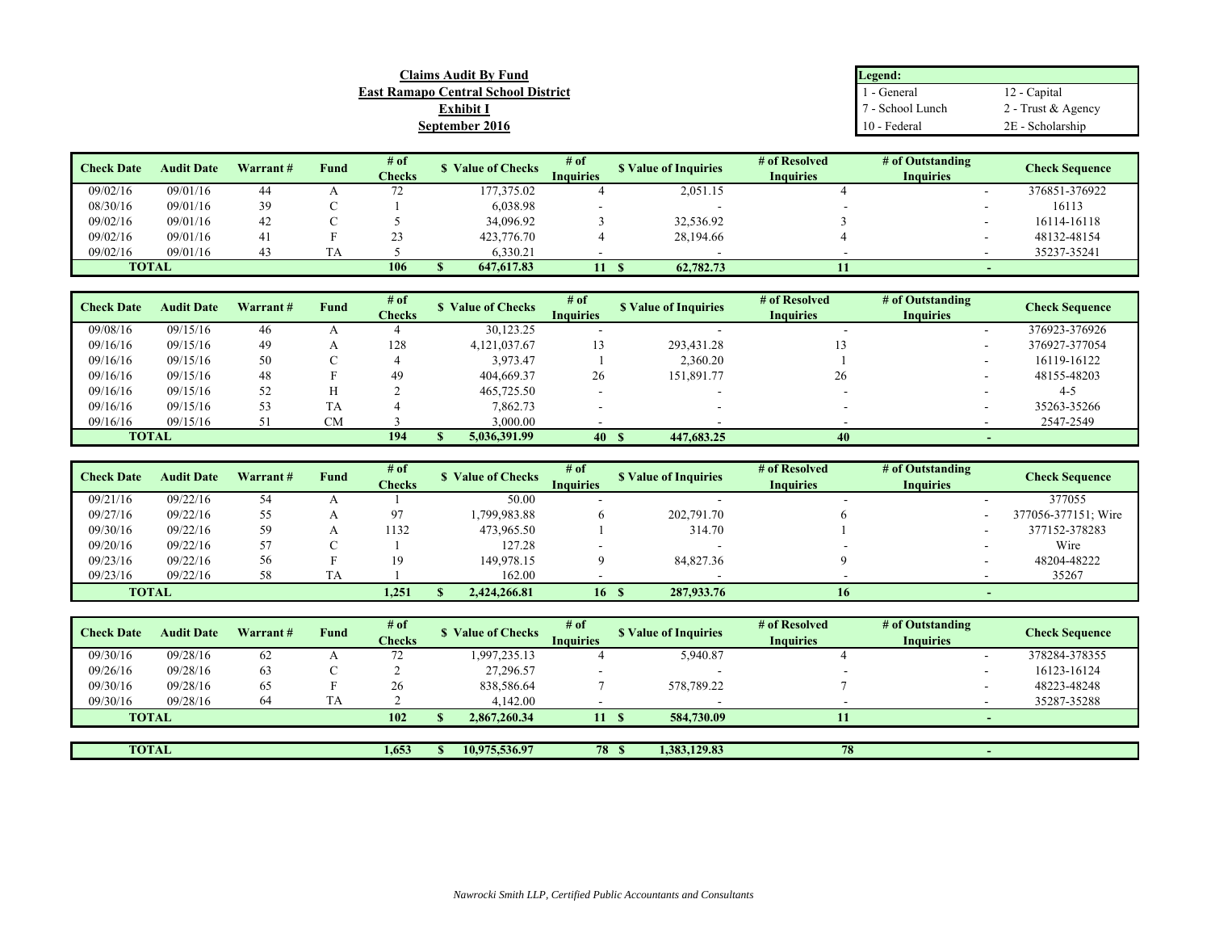**Claims Audit By Fund**
**East Ramapo Central School District**
**Exhibit I**
**September 2016**

| **Legend:** | |
|---|---|
| 1 - General | 12 - Capital |
| 7 - School Lunch | 2 - Trust & Agency |
| 10 - Federal | 2E - Scholarship |

| Check Date | Audit Date | Warrant # | Fund | # of Checks | $ Value of Checks | # of Inquiries | $ Value of Inquiries | # of Resolved Inquiries | # of Outstanding Inquiries | Check Sequence |
|---|---|---|---|---|---|---|---|---|---|---|
| 09/02/16 | 09/01/16 | 44 | A | 72 | 177,375.02 | 4 | 2,051.15 | 4 | - | 376851-376922 |
| 08/30/16 | 09/01/16 | 39 | C | 1 | 6,038.98 | - | - | - | - | 16113 |
| 09/02/16 | 09/01/16 | 42 | C | 5 | 34,096.92 | 3 | 32,536.92 | 3 | - | 16114-16118 |
| 09/02/16 | 09/01/16 | 41 | F | 23 | 423,776.70 | 4 | 28,194.66 | 4 | - | 48132-48154 |
| 09/02/16 | 09/01/16 | 43 | TA | 5 | 6,330.21 | - | - | - | - | 35237-35241 |
| **TOTAL** | | | | **106** | **$ 647,617.83** | **11** | **$ 62,782.73** | **11** | **-** | |

| Check Date | Audit Date | Warrant # | Fund | # of Checks | $ Value of Checks | # of Inquiries | $ Value of Inquiries | # of Resolved Inquiries | # of Outstanding Inquiries | Check Sequence |
|---|---|---|---|---|---|---|---|---|---|---|
| 09/08/16 | 09/15/16 | 46 | A | 4 | 30,123.25 | - | - | - | - | 376923-376926 |
| 09/16/16 | 09/15/16 | 49 | A | 128 | 4,121,037.67 | 13 | 293,431.28 | 13 | - | 376927-377054 |
| 09/16/16 | 09/15/16 | 50 | C | 4 | 3,973.47 | 1 | 2,360.20 | 1 | - | 16119-16122 |
| 09/16/16 | 09/15/16 | 48 | F | 49 | 404,669.37 | 26 | 151,891.77 | 26 | - | 48155-48203 |
| 09/16/16 | 09/15/16 | 52 | H | 2 | 465,725.50 | - | - | - | - | 4-5 |
| 09/16/16 | 09/15/16 | 53 | TA | 4 | 7,862.73 | - | - | - | - | 35263-35266 |
| 09/16/16 | 09/15/16 | 51 | CM | 3 | 3,000.00 | - | - | - | - | 2547-2549 |
| **TOTAL** | | | | **194** | **$ 5,036,391.99** | **40** | **$ 447,683.25** | **40** | **-** | |

| Check Date | Audit Date | Warrant # | Fund | # of Checks | $ Value of Checks | # of Inquiries | $ Value of Inquiries | # of Resolved Inquiries | # of Outstanding Inquiries | Check Sequence |
|---|---|---|---|---|---|---|---|---|---|---|
| 09/21/16 | 09/22/16 | 54 | A | 1 | 50.00 | - | - | - | - | 377055 |
| 09/27/16 | 09/22/16 | 55 | A | 97 | 1,799,983.88 | 6 | 202,791.70 | 6 | - | 377056-377151; Wire |
| 09/30/16 | 09/22/16 | 59 | A | 1132 | 473,965.50 | 1 | 314.70 | 1 | - | 377152-378283 |
| 09/20/16 | 09/22/16 | 57 | C | 1 | 127.28 | - | - | - | - | Wire |
| 09/23/16 | 09/22/16 | 56 | F | 19 | 149,978.15 | 9 | 84,827.36 | 9 | - | 48204-48222 |
| 09/23/16 | 09/22/16 | 58 | TA | 1 | 162.00 | - | - | - | - | 35267 |
| **TOTAL** | | | | **1,251** | **$ 2,424,266.81** | **16** | **$ 287,933.76** | **16** | **-** | |

| Check Date | Audit Date | Warrant # | Fund | # of Checks | $ Value of Checks | # of Inquiries | $ Value of Inquiries | # of Resolved Inquiries | # of Outstanding Inquiries | Check Sequence |
|---|---|---|---|---|---|---|---|---|---|---|
| 09/30/16 | 09/28/16 | 62 | A | 72 | 1,997,235.13 | 4 | 5,940.87 | 4 | - | 378284-378355 |
| 09/26/16 | 09/28/16 | 63 | C | 2 | 27,296.57 | - | - | - | - | 16123-16124 |
| 09/30/16 | 09/28/16 | 65 | F | 26 | 838,586.64 | 7 | 578,789.22 | 7 | - | 48223-48248 |
| 09/30/16 | 09/28/16 | 64 | TA | 2 | 4,142.00 | - | - | - | - | 35287-35288 |
| **TOTAL** | | | | **102** | **$ 2,867,260.34** | **11** | **$ 584,730.09** | **11** | **-** | |

| | | | | # of Checks | $ Value of Checks | # of Inquiries | $ Value of Inquiries | # of Resolved Inquiries | # of Outstanding Inquiries | |
|---|---|---|---|---|---|---|---|---|---|---|
| **TOTAL** | | | | **1,653** | **$ 10,975,536.97** | **78** | **$ 1,383,129.83** | **78** | **-** | |

*Nawrocki Smith LLP, Certified Public Accountants and Consultants*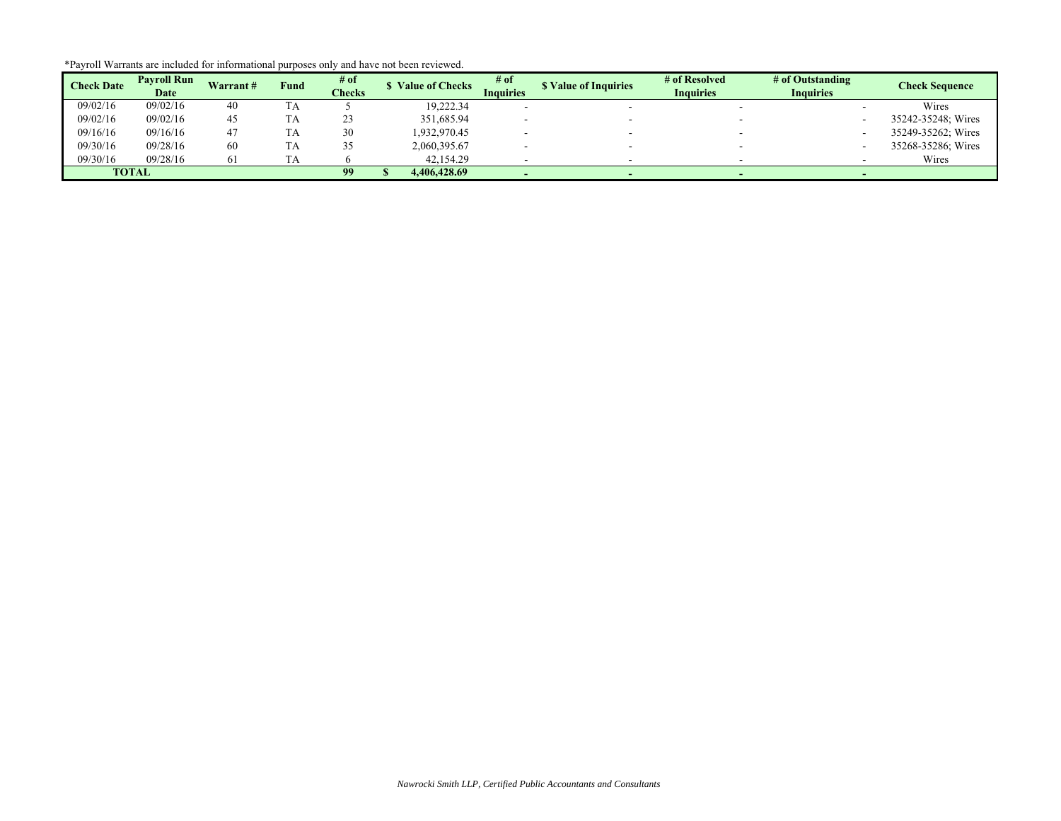*Payroll Warrants are included for informational purposes only and have not been reviewed.

| Check Date | Payroll Run Date | Warrant # | Fund | # of Checks | $ Value of Checks | # of Inquiries | $ Value of Inquiries | # of Resolved Inquiries | # of Outstanding Inquiries | Check Sequence |
|---|---|---|---|---|---|---|---|---|---|---|
| 09/02/16 | 09/02/16 | 40 | TA | 5 | 19,222.34 | - | - | - | - | Wires |
| 09/02/16 | 09/02/16 | 45 | TA | 23 | 351,685.94 | - | - | - | - | 35242-35248; Wires |
| 09/16/16 | 09/16/16 | 47 | TA | 30 | 1,932,970.45 | - | - | - | - | 35249-35262; Wires |
| 09/30/16 | 09/28/16 | 60 | TA | 35 | 2,060,395.67 | - | - | - | - | 35268-35286; Wires |
| 09/30/16 | 09/28/16 | 61 | TA | 6 | 42,154.29 | - | - | - | - | Wires |
| **TOTAL** | | | | **99** | **$ 4,406,428.69** | **-** | **-** | **-** | **-** | |

*Nawrocki Smith LLP, Certified Public Accountants and Consultants*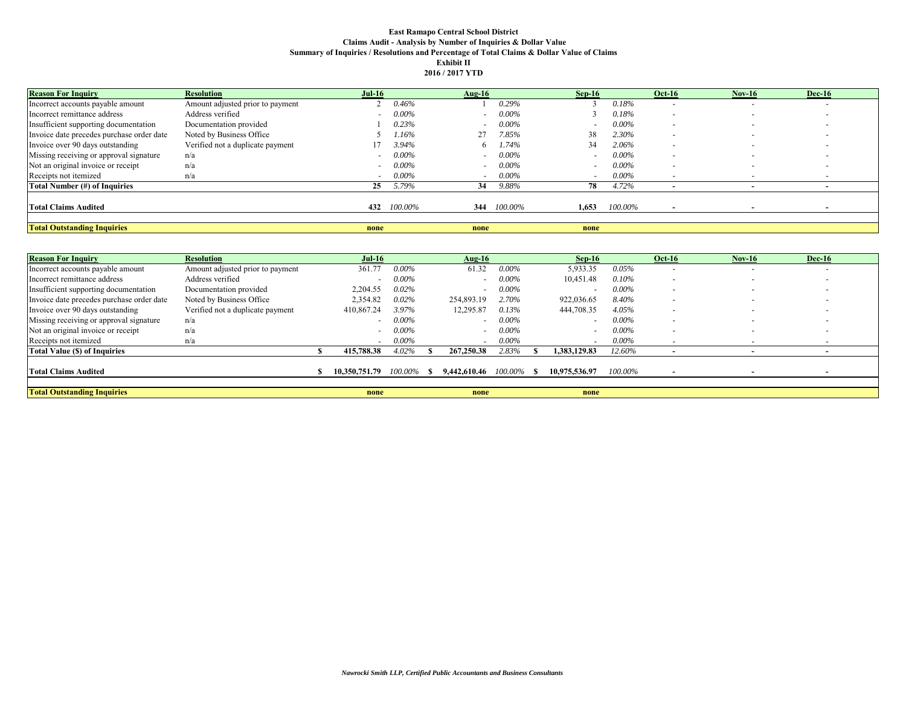**East Ramapo Central School District**
**Claims Audit - Analysis by Number of Inquiries & Dollar Value**
**Summary of Inquiries / Resolutions and Percentage of Total Claims & Dollar Value of Claims**
**Exhibit II**
**2016 / 2017 YTD**

| Reason For Inquiry | Resolution | Jul-16 | | Aug-16 | | Sep-16 | | Oct-16 | Nov-16 | Dec-16 |
|---|---|---|---|---|---|---|---|---|---|---|
| Incorrect accounts payable amount | Amount adjusted prior to payment | 2 | *0.46%* | 1 | *0.29%* | 3 | *0.18%* | - | - | - |
| Incorrect remittance address | Address verified | - | *0.00%* | - | *0.00%* | 3 | *0.18%* | - | - | - |
| Insufficient supporting documentation | Documentation provided | 1 | *0.23%* | - | *0.00%* | - | *0.00%* | - | - | - |
| Invoice date precedes purchase order date | Noted by Business Office | 5 | *1.16%* | 27 | *7.85%* | 38 | *2.30%* | - | - | - |
| Invoice over 90 days outstanding | Verified not a duplicate payment | 17 | *3.94%* | 6 | *1.74%* | 34 | *2.06%* | - | - | - |
| Missing receiving or approval signature | n/a | - | *0.00%* | - | *0.00%* | - | *0.00%* | - | - | - |
| Not an original invoice or receipt | n/a | - | *0.00%* | - | *0.00%* | - | *0.00%* | - | - | - |
| Receipts not itemized | n/a | - | *0.00%* | - | *0.00%* | - | *0.00%* | - | - | - |
| **Total Number (#) of Inquiries** | | **25** | *5.79%* | **34** | *9.88%* | **78** | *4.72%* | **-** | **-** | **-** |
| **Total Claims Audited** | | **432** | *100.00%* | **344** | *100.00%* | **1,653** | *100.00%* | **-** | **-** | **-** |
| **Total Outstanding Inquiries** | | **none** | | **none** | | **none** | | | | |

| Reason For Inquiry | Resolution | Jul-16 | | Aug-16 | | Sep-16 | | Oct-16 | Nov-16 | Dec-16 |
|---|---|---|---|---|---|---|---|---|---|---|
| Incorrect accounts payable amount | Amount adjusted prior to payment | 361.77 | *0.00%* | 61.32 | *0.00%* | 5,933.35 | *0.05%* | - | - | - |
| Incorrect remittance address | Address verified | - | *0.00%* | - | *0.00%* | 10,451.48 | *0.10%* | - | - | - |
| Insufficient supporting documentation | Documentation provided | 2,204.55 | *0.02%* | - | *0.00%* | - | *0.00%* | - | - | - |
| Invoice date precedes purchase order date | Noted by Business Office | 2,354.82 | *0.02%* | 254,893.19 | *2.70%* | 922,036.65 | *8.40%* | - | - | - |
| Invoice over 90 days outstanding | Verified not a duplicate payment | 410,867.24 | *3.97%* | 12,295.87 | *0.13%* | 444,708.35 | *4.05%* | - | - | - |
| Missing receiving or approval signature | n/a | - | *0.00%* | - | *0.00%* | - | *0.00%* | - | - | - |
| Not an original invoice or receipt | n/a | - | *0.00%* | - | *0.00%* | - | *0.00%* | - | - | - |
| Receipts not itemized | n/a | - | *0.00%* | - | *0.00%* | - | *0.00%* | - | - | - |
| **Total Value ($) of Inquiries** | | **$ 415,788.38** | *4.02%* | **$ 267,250.38** | *2.83%* | **$ 1,383,129.83** | *12.60%* | **-** | **-** | **-** |
| **Total Claims Audited** | | **$ 10,350,751.79** | *100.00%* | **$ 9,442,610.46** | *100.00%* | **$ 10,975,536.97** | *100.00%* | **-** | **-** | **-** |
| **Total Outstanding Inquiries** | | **none** | | **none** | | **none** | | | | |

***Nawrocki Smith LLP, Certified Public Accountants and Business Consultants***